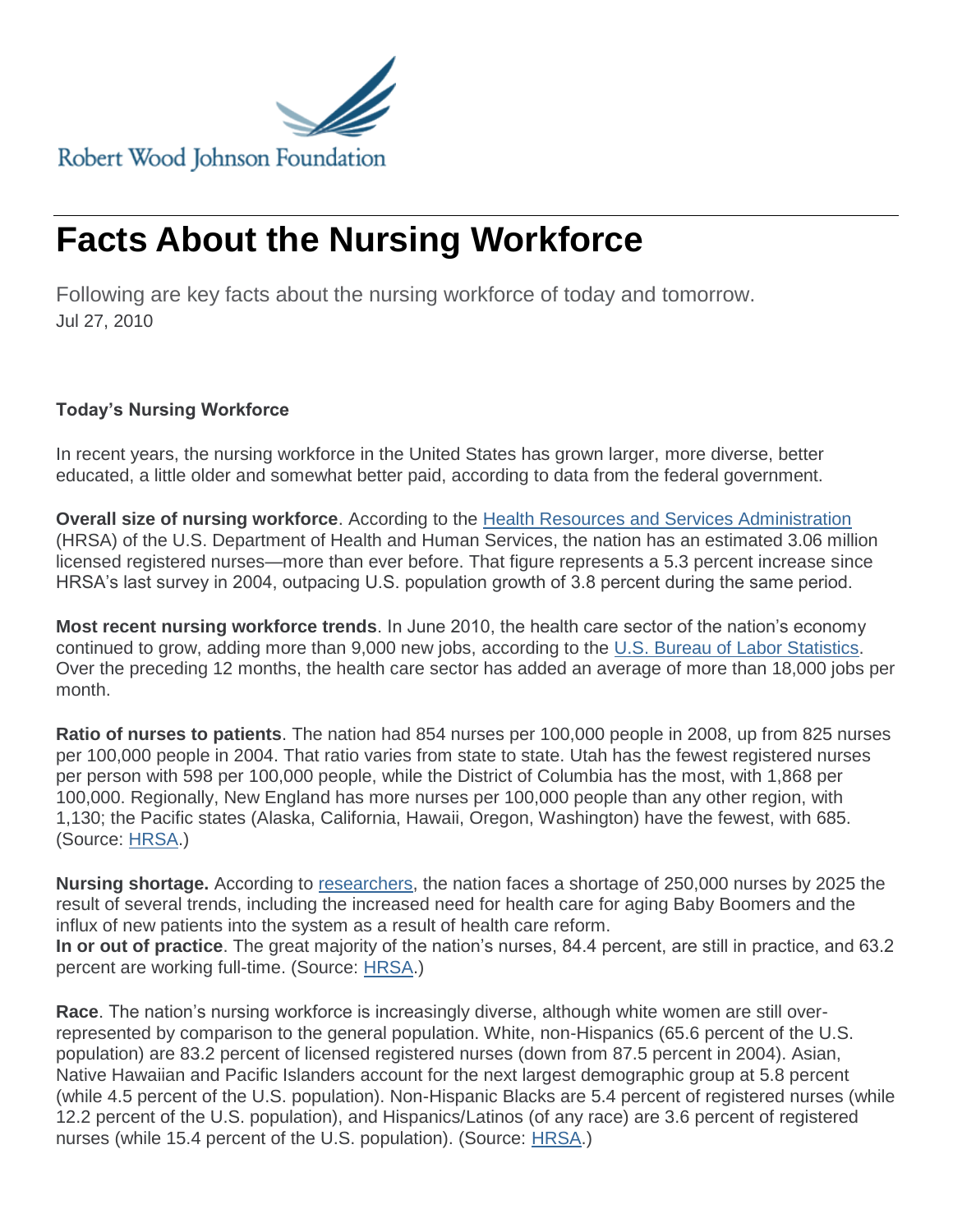Robert Wood Johnson Foundation

# Facts About the Nursing Workforce

Following are key facts about the nursing workforce of today and tomorrow.

Jul 27, 2010

**Today's Nursing Workforce**

In recent years, the nursing workforce in the United States has grown larger, more diverse, better educated, a little older and somewhat better paid, according to data from the federal government.

**Overall size of nursing workforce**. According to the Health Resources and Services Administration (HRSA) of the U.S. Department of Health and Human Services, the nation has an estimated 3.06 million licensed registered nurses—more than ever before. That figure represents a 5.3 percent increase since HRSA's last survey in 2004, outpacing U.S. population growth of 3.8 percent during the same period.

**Most recent nursing workforce trends**. In June 2010, the health care sector of the nation's economy continued to grow, adding more than 9,000 new jobs, according to the U.S. Bureau of Labor Statistics. Over the preceding 12 months, the health care sector has added an average of more than 18,000 jobs per month.

**Ratio of nurses to patients**. The nation had 854 nurses per 100,000 people in 2008, up from 825 nurses per 100,000 people in 2004. That ratio varies from state to state. Utah has the fewest registered nurses per person with 598 per 100,000 people, while the District of Columbia has the most, with 1,868 per 100,000. Regionally, New England has more nurses per 100,000 people than any other region, with 1,130; the Pacific states (Alaska, California, Hawaii, Oregon, Washington) have the fewest, with 685. (Source: HRSA.)

**Nursing shortage.** According to researchers, the nation faces a shortage of 250,000 nurses by 2025 the result of several trends, including the increased need for health care for aging Baby Boomers and the influx of new patients into the system as a result of health care reform.

**In or out of practice**. The great majority of the nation's nurses, 84.4 percent, are still in practice, and 63.2 percent are working full-time. (Source: HRSA.)

**Race**. The nation's nursing workforce is increasingly diverse, although white women are still over-represented by comparison to the general population. White, non-Hispanics (65.6 percent of the U.S. population) are 83.2 percent of licensed registered nurses (down from 87.5 percent in 2004). Asian, Native Hawaiian and Pacific Islanders account for the next largest demographic group at 5.8 percent (while 4.5 percent of the U.S. population). Non-Hispanic Blacks are 5.4 percent of registered nurses (while 12.2 percent of the U.S. population), and Hispanics/Latinos (of any race) are 3.6 percent of registered nurses (while 15.4 percent of the U.S. population). (Source: HRSA.)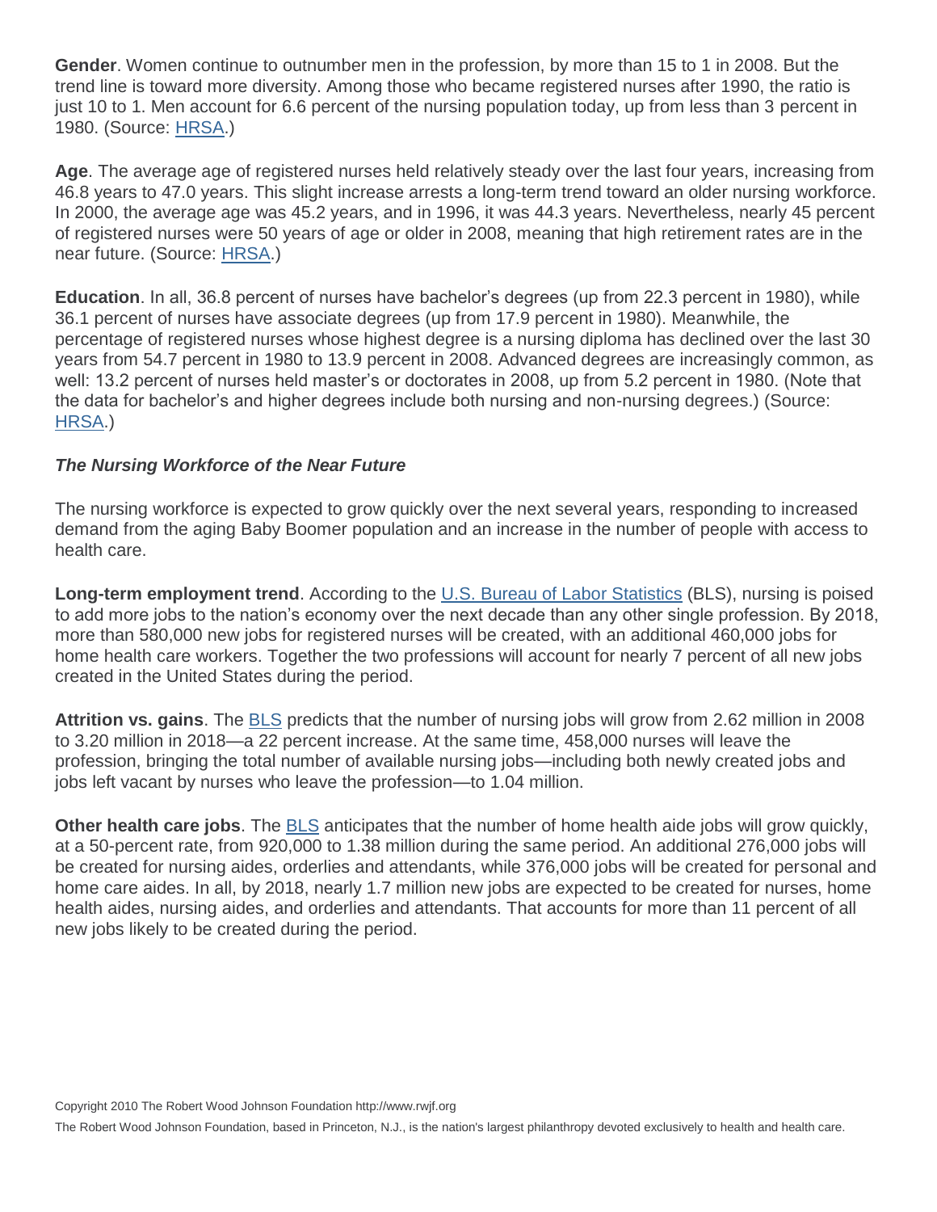**Gender**. Women continue to outnumber men in the profession, by more than 15 to 1 in 2008. But the trend line is toward more diversity. Among those who became registered nurses after 1990, the ratio is just 10 to 1. Men account for 6.6 percent of the nursing population today, up from less than 3 percent in 1980. (Source: HRSA.)

**Age**. The average age of registered nurses held relatively steady over the last four years, increasing from 46.8 years to 47.0 years. This slight increase arrests a long-term trend toward an older nursing workforce. In 2000, the average age was 45.2 years, and in 1996, it was 44.3 years. Nevertheless, nearly 45 percent of registered nurses were 50 years of age or older in 2008, meaning that high retirement rates are in the near future. (Source: HRSA.)

**Education**. In all, 36.8 percent of nurses have bachelor's degrees (up from 22.3 percent in 1980), while 36.1 percent of nurses have associate degrees (up from 17.9 percent in 1980). Meanwhile, the percentage of registered nurses whose highest degree is a nursing diploma has declined over the last 30 years from 54.7 percent in 1980 to 13.9 percent in 2008. Advanced degrees are increasingly common, as well: 13.2 percent of nurses held master's or doctorates in 2008, up from 5.2 percent in 1980. (Note that the data for bachelor's and higher degrees include both nursing and non-nursing degrees.) (Source: HRSA.)

### *The Nursing Workforce of the Near Future*

The nursing workforce is expected to grow quickly over the next several years, responding to increased demand from the aging Baby Boomer population and an increase in the number of people with access to health care.

**Long-term employment trend**. According to the U.S. Bureau of Labor Statistics (BLS), nursing is poised to add more jobs to the nation's economy over the next decade than any other single profession. By 2018, more than 580,000 new jobs for registered nurses will be created, with an additional 460,000 jobs for home health care workers. Together the two professions will account for nearly 7 percent of all new jobs created in the United States during the period.

**Attrition vs. gains**. The BLS predicts that the number of nursing jobs will grow from 2.62 million in 2008 to 3.20 million in 2018—a 22 percent increase. At the same time, 458,000 nurses will leave the profession, bringing the total number of available nursing jobs—including both newly created jobs and jobs left vacant by nurses who leave the profession—to 1.04 million.

**Other health care jobs**. The BLS anticipates that the number of home health aide jobs will grow quickly, at a 50-percent rate, from 920,000 to 1.38 million during the same period. An additional 276,000 jobs will be created for nursing aides, orderlies and attendants, while 376,000 jobs will be created for personal and home care aides. In all, by 2018, nearly 1.7 million new jobs are expected to be created for nurses, home health aides, nursing aides, and orderlies and attendants. That accounts for more than 11 percent of all new jobs likely to be created during the period.

Copyright 2010 The Robert Wood Johnson Foundation http://www.rwjf.org

The Robert Wood Johnson Foundation, based in Princeton, N.J., is the nation's largest philanthropy devoted exclusively to health and health care.